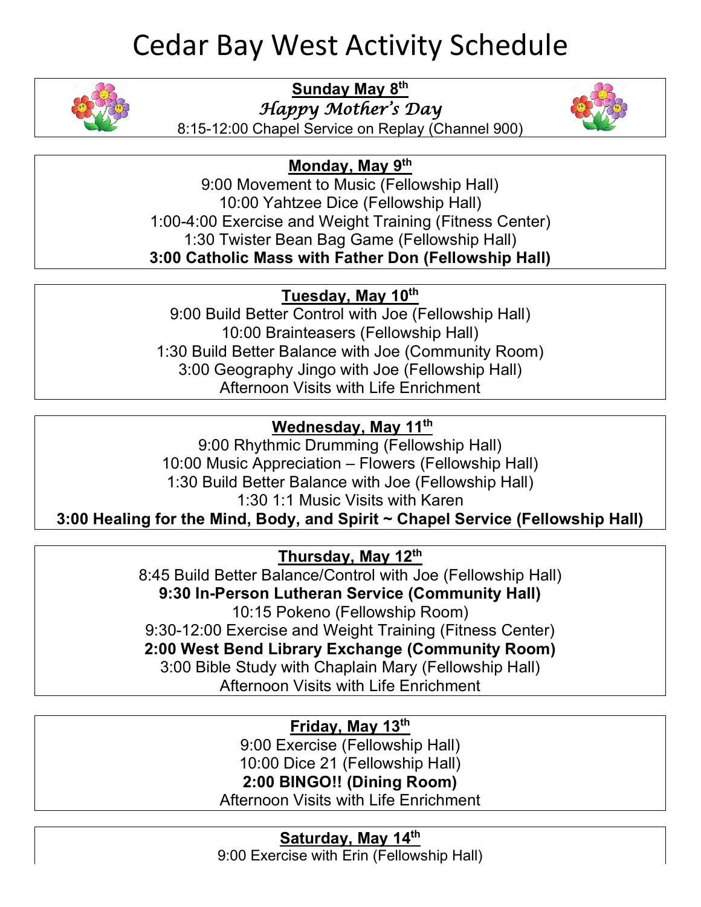# Cedar Bay West Activity Schedule

**Sunday May 8th**

*Happy Mother's Day*

8:15-12:00 Chapel Service on Replay (Channel 900)

**Monday, May 9th**

9:00 Movement to Music (Fellowship Hall)
10:00 Yahtzee Dice (Fellowship Hall)
1:00-4:00 Exercise and Weight Training (Fitness Center)
1:30 Twister Bean Bag Game (Fellowship Hall)
**3:00 Catholic Mass with Father Don (Fellowship Hall)**

**Tuesday, May 10th**

9:00 Build Better Control with Joe (Fellowship Hall)
10:00 Brainteasers (Fellowship Hall)
1:30 Build Better Balance with Joe (Community Room)
3:00 Geography Jingo with Joe (Fellowship Hall)
Afternoon Visits with Life Enrichment

**Wednesday, May 11th**

9:00 Rhythmic Drumming (Fellowship Hall)
10:00 Music Appreciation – Flowers (Fellowship Hall)
1:30 Build Better Balance with Joe (Fellowship Hall)
1:30 1:1 Music Visits with Karen
**3:00 Healing for the Mind, Body, and Spirit ~ Chapel Service (Fellowship Hall)**

**Thursday, May 12th**

8:45 Build Better Balance/Control with Joe (Fellowship Hall)
**9:30 In-Person Lutheran Service (Community Hall)**
10:15 Pokeno (Fellowship Room)
9:30-12:00 Exercise and Weight Training (Fitness Center)
**2:00 West Bend Library Exchange (Community Room)**
3:00 Bible Study with Chaplain Mary (Fellowship Hall)
Afternoon Visits with Life Enrichment

**Friday, May 13th**

9:00 Exercise (Fellowship Hall)
10:00 Dice 21 (Fellowship Hall)
**2:00 BINGO!! (Dining Room)**
Afternoon Visits with Life Enrichment

**Saturday, May 14th**

9:00 Exercise with Erin (Fellowship Hall)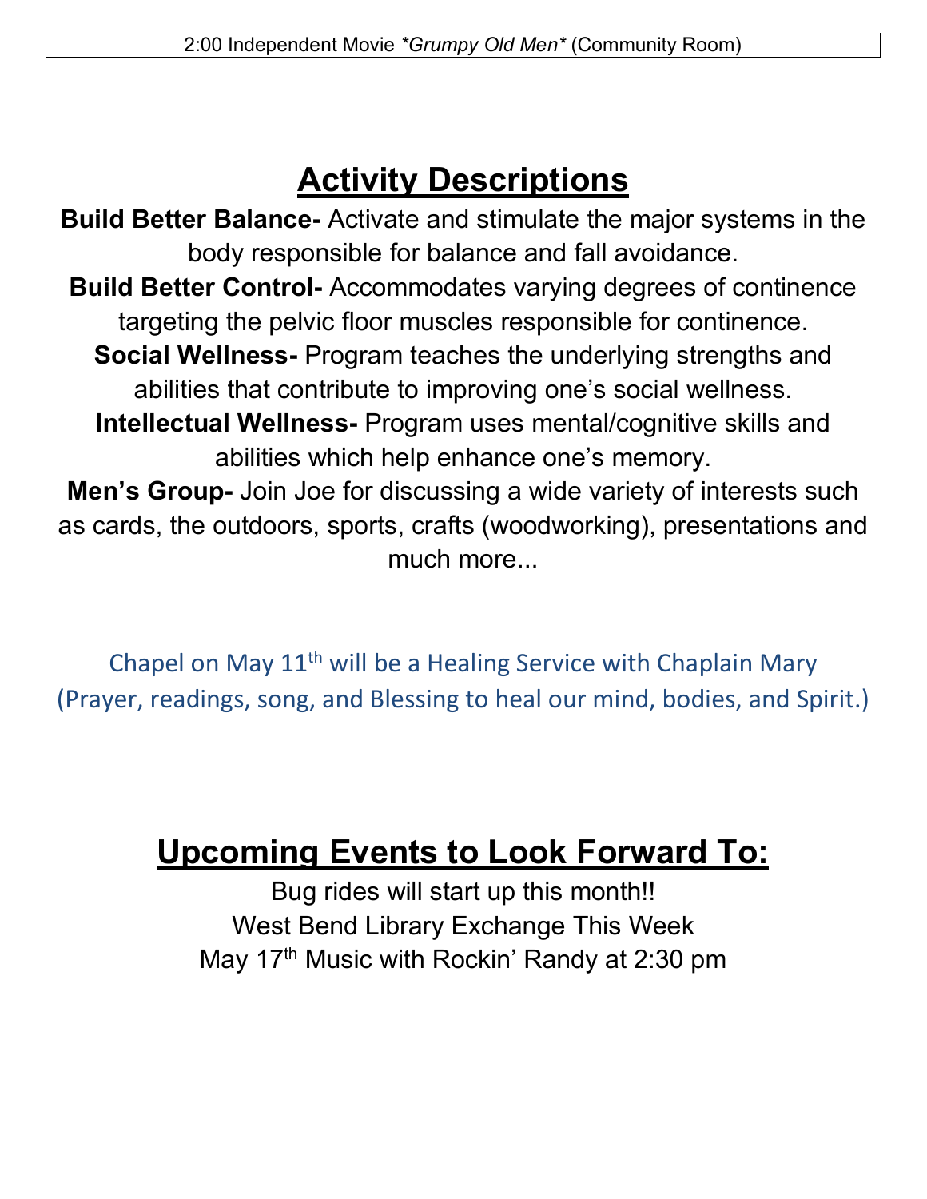2:00 Independent Movie **Grumpy Old Men** (Community Room)

# Activity Descriptions

**Build Better Balance-** Activate and stimulate the major systems in the body responsible for balance and fall avoidance.

**Build Better Control-** Accommodates varying degrees of continence targeting the pelvic floor muscles responsible for continence.

**Social Wellness-** Program teaches the underlying strengths and abilities that contribute to improving one's social wellness.

**Intellectual Wellness-** Program uses mental/cognitive skills and abilities which help enhance one's memory.

**Men's Group-** Join Joe for discussing a wide variety of interests such as cards, the outdoors, sports, crafts (woodworking), presentations and much more...

Chapel on May 11th will be a Healing Service with Chaplain Mary (Prayer, readings, song, and Blessing to heal our mind, bodies, and Spirit.)

# Upcoming Events to Look Forward To:

Bug rides will start up this month!!

West Bend Library Exchange This Week

May 17th Music with Rockin' Randy at 2:30 pm